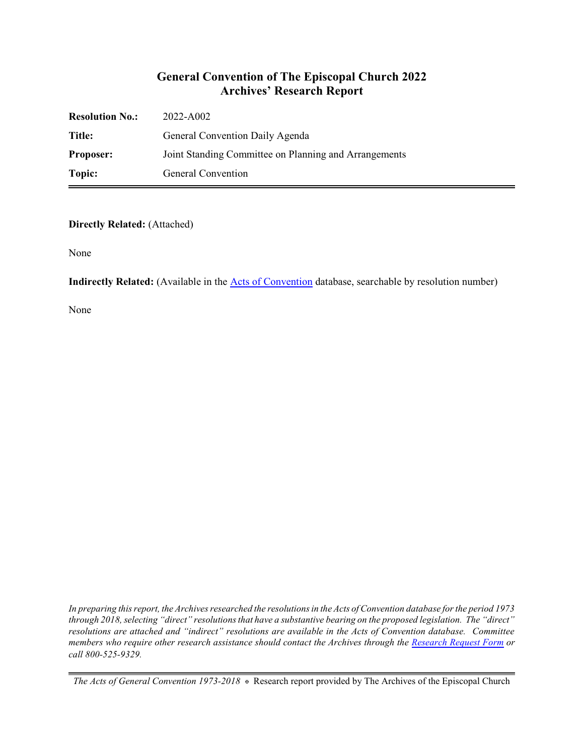# General Convention of The Episcopal Church 2022
## Archives' Research Report

| | |
|---|---|
| **Resolution No.:** | 2022-A002 |
| **Title:** | General Convention Daily Agenda |
| **Proposer:** | Joint Standing Committee on Planning and Arrangements |
| **Topic:** | General Convention |

**Directly Related:** (Attached)

None

**Indirectly Related:** (Available in the Acts of Convention database, searchable by resolution number)

None

*In preparing this report, the Archives researched the resolutions in the Acts of Convention database for the period 1973 through 2018, selecting "direct" resolutions that have a substantive bearing on the proposed legislation. The "direct" resolutions are attached and "indirect" resolutions are available in the Acts of Convention database. Committee members who require other research assistance should contact the Archives through the Research Request Form or call 800-525-9329.*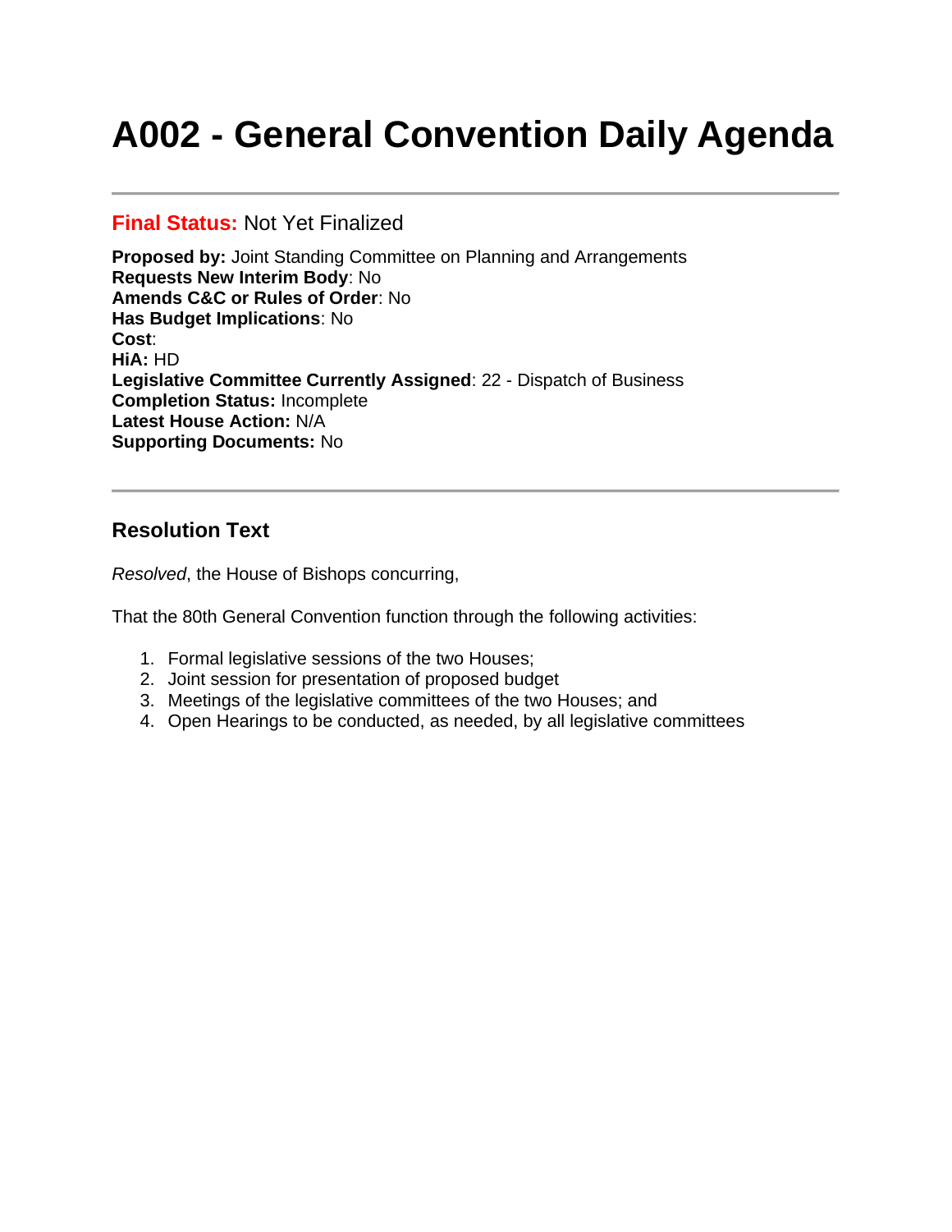# A002 - General Convention Daily Agenda

---

**Final Status:** Not Yet Finalized

**Proposed by:** Joint Standing Committee on Planning and Arrangements
**Requests New Interim Body**: No
**Amends C&C or Rules of Order**: No
**Has Budget Implications**: No
**Cost**:
**HiA:** HD
**Legislative Committee Currently Assigned**: 22 - Dispatch of Business
**Completion Status:** Incomplete
**Latest House Action:** N/A
**Supporting Documents:** No

---

## Resolution Text

*Resolved*, the House of Bishops concurring,

That the 80th General Convention function through the following activities:

1. Formal legislative sessions of the two Houses;
2. Joint session for presentation of proposed budget
3. Meetings of the legislative committees of the two Houses; and
4. Open Hearings to be conducted, as needed, by all legislative committees